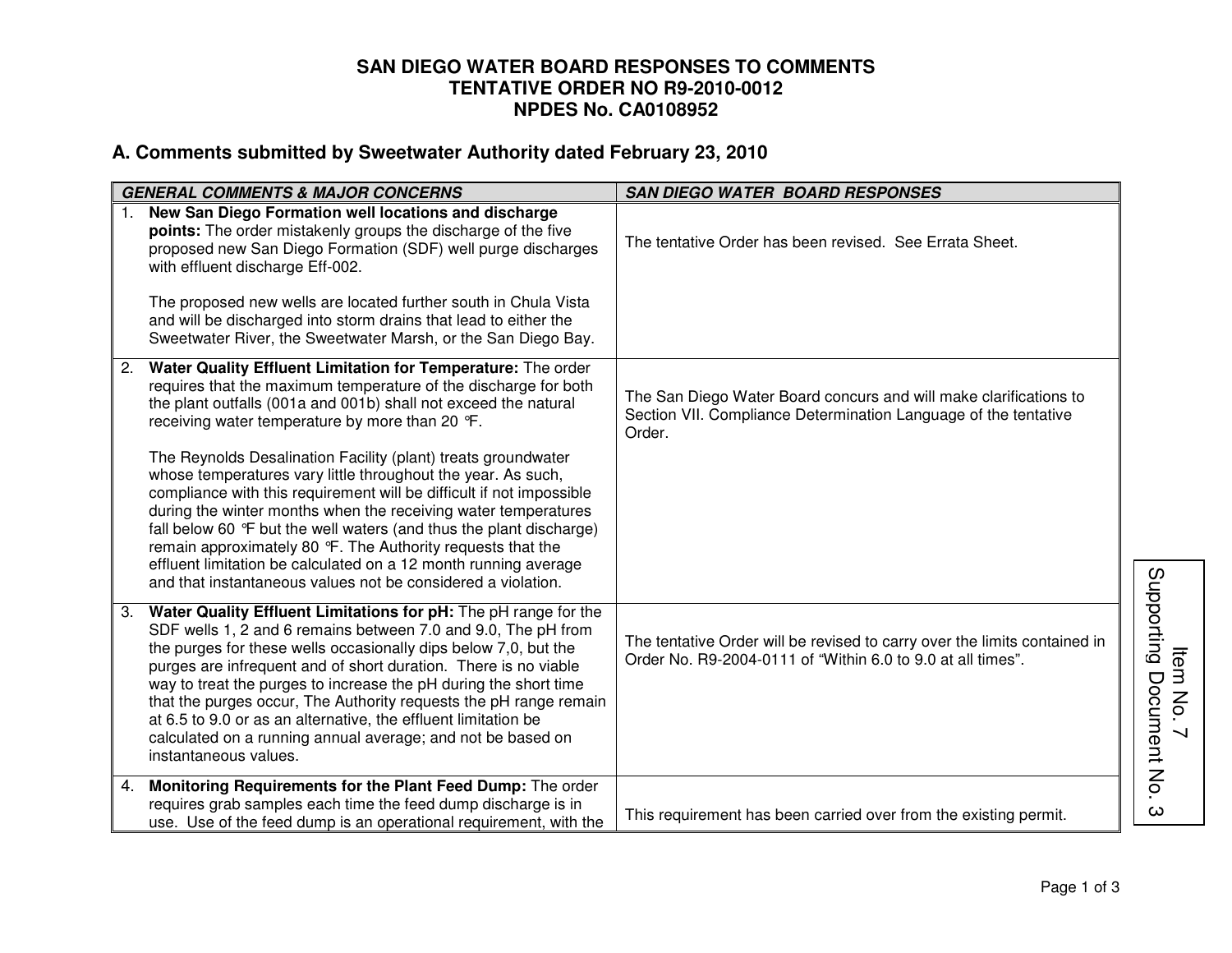# SAN DIEGO WATER BOARD RESPONSES TO COMMENTS
# TENTATIVE ORDER NO R9-2010-0012
# NPDES No. CA0108952

## A. Comments submitted by Sweetwater Authority dated February 23, 2010

| *GENERAL COMMENTS & MAJOR CONCERNS* | *SAN DIEGO WATER BOARD RESPONSES* |
|---|---|
| 1. **New San Diego Formation well locations and discharge points:** The order mistakenly groups the discharge of the five proposed new San Diego Formation (SDF) well purge discharges with effluent discharge Eff-002.<br><br>The proposed new wells are located further south in Chula Vista and will be discharged into storm drains that lead to either the Sweetwater River, the Sweetwater Marsh, or the San Diego Bay. | The tentative Order has been revised. See Errata Sheet. |
| 2. **Water Quality Effluent Limitation for Temperature:** The order requires that the maximum temperature of the discharge for both the plant outfalls (001a and 001b) shall not exceed the natural receiving water temperature by more than 20 °F.<br><br>The Reynolds Desalination Facility (plant) treats groundwater whose temperatures vary little throughout the year. As such, compliance with this requirement will be difficult if not impossible during the winter months when the receiving water temperatures fall below 60 °F but the well waters (and thus the plant discharge) remain approximately 80 °F. The Authority requests that the effluent limitation be calculated on a 12 month running average and that instantaneous values not be considered a violation. | The San Diego Water Board concurs and will make clarifications to Section VII. Compliance Determination Language of the tentative Order. |
| 3. **Water Quality Effluent Limitations for pH:** The pH range for the SDF wells 1, 2 and 6 remains between 7.0 and 9.0, The pH from the purges for these wells occasionally dips below 7,0, but the purges are infrequent and of short duration. There is no viable way to treat the purges to increase the pH during the short time that the purges occur, The Authority requests the pH range remain at 6.5 to 9.0 or as an alternative, the effluent limitation be calculated on a running annual average; and not be based on instantaneous values. | The tentative Order will be revised to carry over the limits contained in Order No. R9-2004-0111 of "Within 6.0 to 9.0 at all times". |
| 4. **Monitoring Requirements for the Plant Feed Dump:** The order requires grab samples each time the feed dump discharge is in use. Use of the feed dump is an operational requirement, with the | This requirement has been carried over from the existing permit. |

Item No. 7
Supporting Document No. 3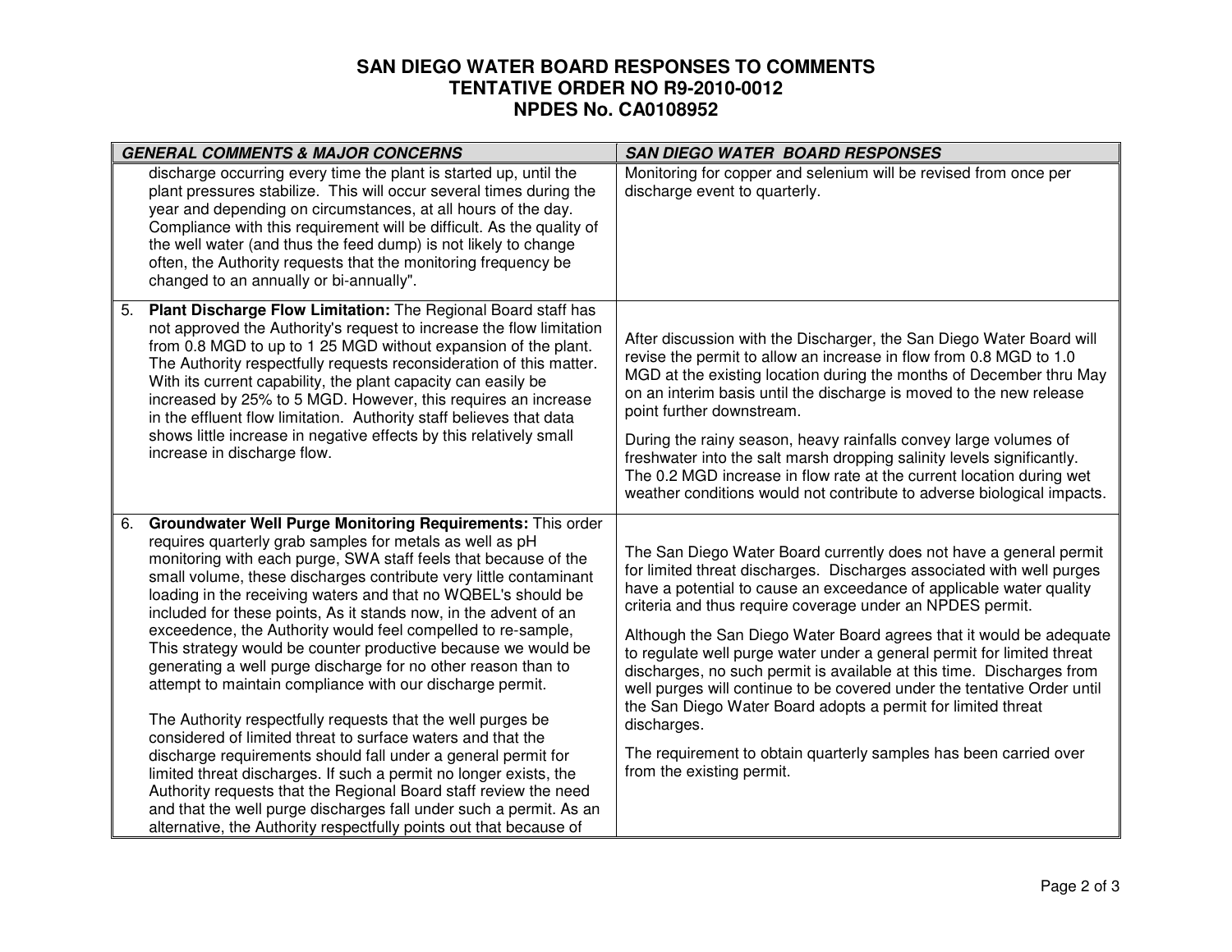# SAN DIEGO WATER BOARD RESPONSES TO COMMENTS
# TENTATIVE ORDER NO R9-2010-0012
# NPDES No. CA0108952

| *GENERAL COMMENTS & MAJOR CONCERNS* | *SAN DIEGO WATER BOARD RESPONSES* |
|---|---|
| discharge occurring every time the plant is started up, until the plant pressures stabilize. This will occur several times during the year and depending on circumstances, at all hours of the day. Compliance with this requirement will be difficult. As the quality of the well water (and thus the feed dump) is not likely to change often, the Authority requests that the monitoring frequency be changed to an annually or bi-annually". | Monitoring for copper and selenium will be revised from once per discharge event to quarterly. |
| 5. **Plant Discharge Flow Limitation:** The Regional Board staff has not approved the Authority's request to increase the flow limitation from 0.8 MGD to up to 1 25 MGD without expansion of the plant. The Authority respectfully requests reconsideration of this matter. With its current capability, the plant capacity can easily be increased by 25% to 5 MGD. However, this requires an increase in the effluent flow limitation. Authority staff believes that data shows little increase in negative effects by this relatively small increase in discharge flow. | After discussion with the Discharger, the San Diego Water Board will revise the permit to allow an increase in flow from 0.8 MGD to 1.0 MGD at the existing location during the months of December thru May on an interim basis until the discharge is moved to the new release point further downstream.<br><br>During the rainy season, heavy rainfalls convey large volumes of freshwater into the salt marsh dropping salinity levels significantly. The 0.2 MGD increase in flow rate at the current location during wet weather conditions would not contribute to adverse biological impacts. |
| 6. **Groundwater Well Purge Monitoring Requirements:** This order requires quarterly grab samples for metals as well as pH monitoring with each purge, SWA staff feels that because of the small volume, these discharges contribute very little contaminant loading in the receiving waters and that no WQBEL's should be included for these points, As it stands now, in the advent of an exceedence, the Authority would feel compelled to re-sample, This strategy would be counter productive because we would be generating a well purge discharge for no other reason than to attempt to maintain compliance with our discharge permit.<br><br>The Authority respectfully requests that the well purges be considered of limited threat to surface waters and that the discharge requirements should fall under a general permit for limited threat discharges. If such a permit no longer exists, the Authority requests that the Regional Board staff review the need and that the well purge discharges fall under such a permit. As an alternative, the Authority respectfully points out that because of | The San Diego Water Board currently does not have a general permit for limited threat discharges. Discharges associated with well purges have a potential to cause an exceedance of applicable water quality criteria and thus require coverage under an NPDES permit.<br><br>Although the San Diego Water Board agrees that it would be adequate to regulate well purge water under a general permit for limited threat discharges, no such permit is available at this time. Discharges from well purges will continue to be covered under the tentative Order until the San Diego Water Board adopts a permit for limited threat discharges.<br><br>The requirement to obtain quarterly samples has been carried over from the existing permit. |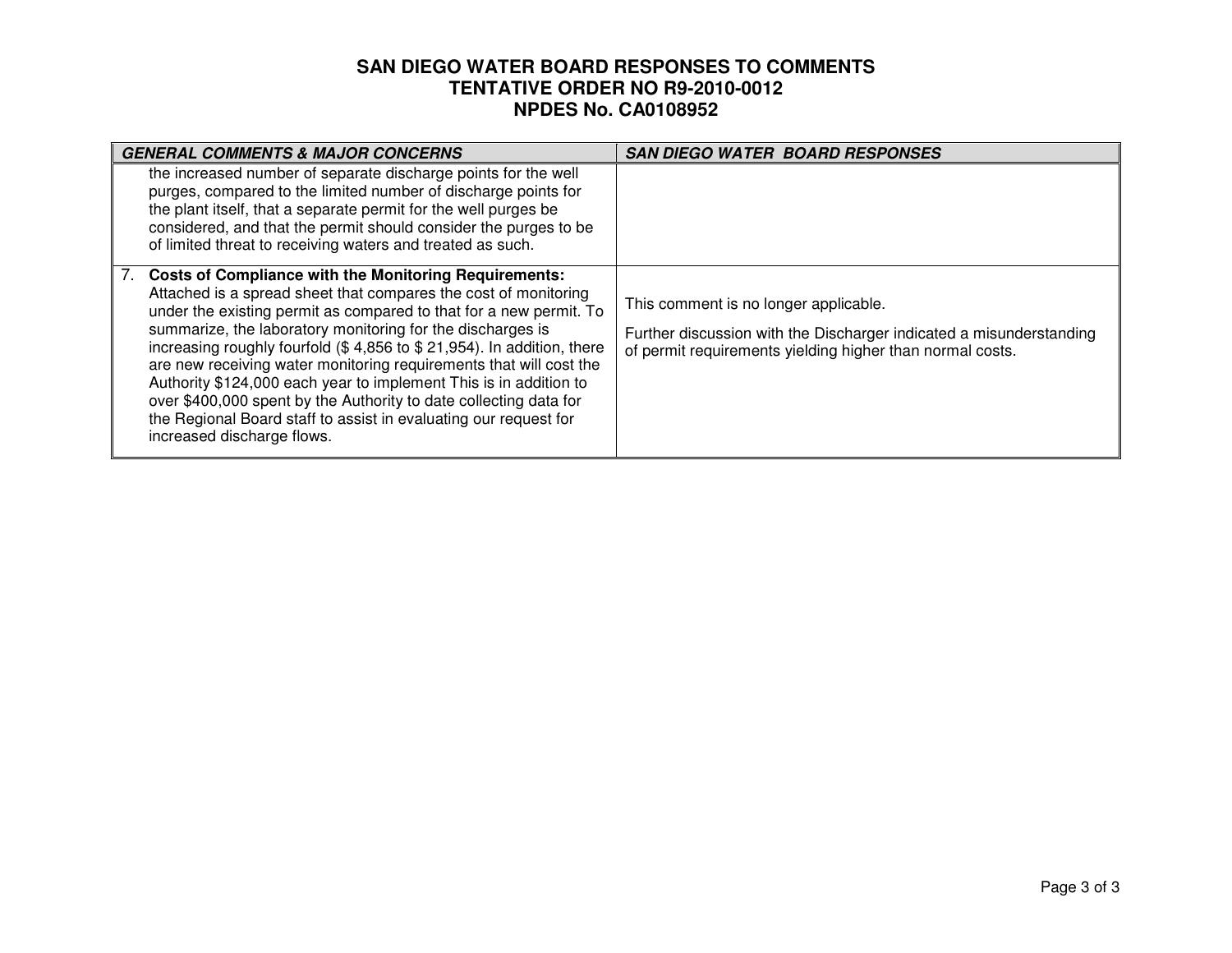# SAN DIEGO WATER BOARD RESPONSES TO COMMENTS
# TENTATIVE ORDER NO R9-2010-0012
# NPDES No. CA0108952

| *GENERAL COMMENTS & MAJOR CONCERNS* | *SAN DIEGO WATER BOARD RESPONSES* |
|---|---|
| the increased number of separate discharge points for the well purges, compared to the limited number of discharge points for the plant itself, that a separate permit for the well purges be considered, and that the permit should consider the purges to be of limited threat to receiving waters and treated as such. | |
| 7. **Costs of Compliance with the Monitoring Requirements:** Attached is a spread sheet that compares the cost of monitoring under the existing permit as compared to that for a new permit. To summarize, the laboratory monitoring for the discharges is increasing roughly fourfold ($ 4,856 to $ 21,954). In addition, there are new receiving water monitoring requirements that will cost the Authority $124,000 each year to implement This is in addition to over $400,000 spent by the Authority to date collecting data for the Regional Board staff to assist in evaluating our request for increased discharge flows. | This comment is no longer applicable.<br><br>Further discussion with the Discharger indicated a misunderstanding of permit requirements yielding higher than normal costs. |